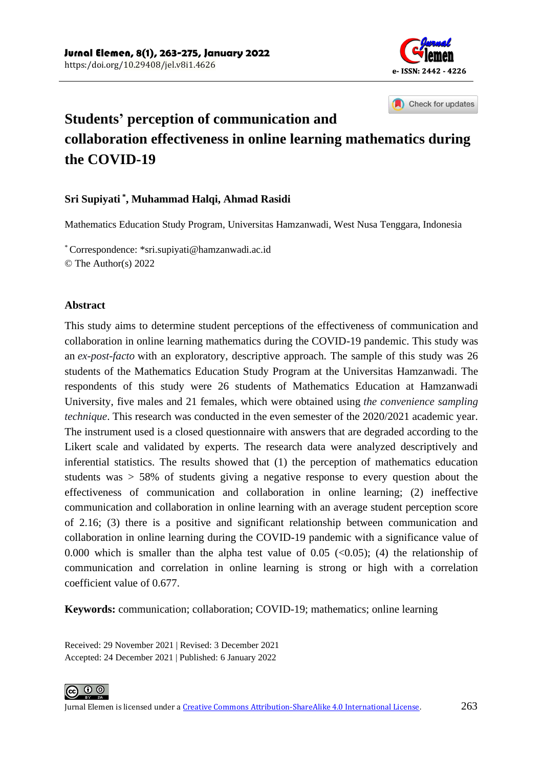# Students' perception of communication and collaboration effectiveness in online learning mathematics during the COVID-19

**Sri Supiyati [*], Muhammad Halqi, Ahmad Rasidi**

Mathematics Education Study Program, Universitas Hamzanwadi, West Nusa Tenggara, Indonesia

[*] Correspondence: *sri.supiyati@hamzanwadi.ac.id
© The Author(s) 2022

## Abstract

This study aims to determine student perceptions of the effectiveness of communication and collaboration in online learning mathematics during the COVID-19 pandemic. This study was an *ex-post-facto* with an exploratory, descriptive approach. The sample of this study was 26 students of the Mathematics Education Study Program at the Universitas Hamzanwadi. The respondents of this study were 26 students of Mathematics Education at Hamzanwadi University, five males and 21 females, which were obtained using *the convenience sampling technique*. This research was conducted in the even semester of the 2020/2021 academic year. The instrument used is a closed questionnaire with answers that are degraded according to the Likert scale and validated by experts. The research data were analyzed descriptively and inferential statistics. The results showed that (1) the perception of mathematics education students was > 58% of students giving a negative response to every question about the effectiveness of communication and collaboration in online learning; (2) ineffective communication and collaboration in online learning with an average student perception score of 2.16; (3) there is a positive and significant relationship between communication and collaboration in online learning during the COVID-19 pandemic with a significance value of 0.000 which is smaller than the alpha test value of 0.05 (<0.05); (4) the relationship of communication and correlation in online learning is strong or high with a correlation coefficient value of 0.677.

**Keywords:** communication; collaboration; COVID-19; mathematics; online learning

Received: 29 November 2021 | Revised: 3 December 2021
Accepted: 24 December 2021 | Published: 6 January 2022

Jurnal Elemen is licensed under a Creative Commons Attribution-ShareAlike 4.0 International License.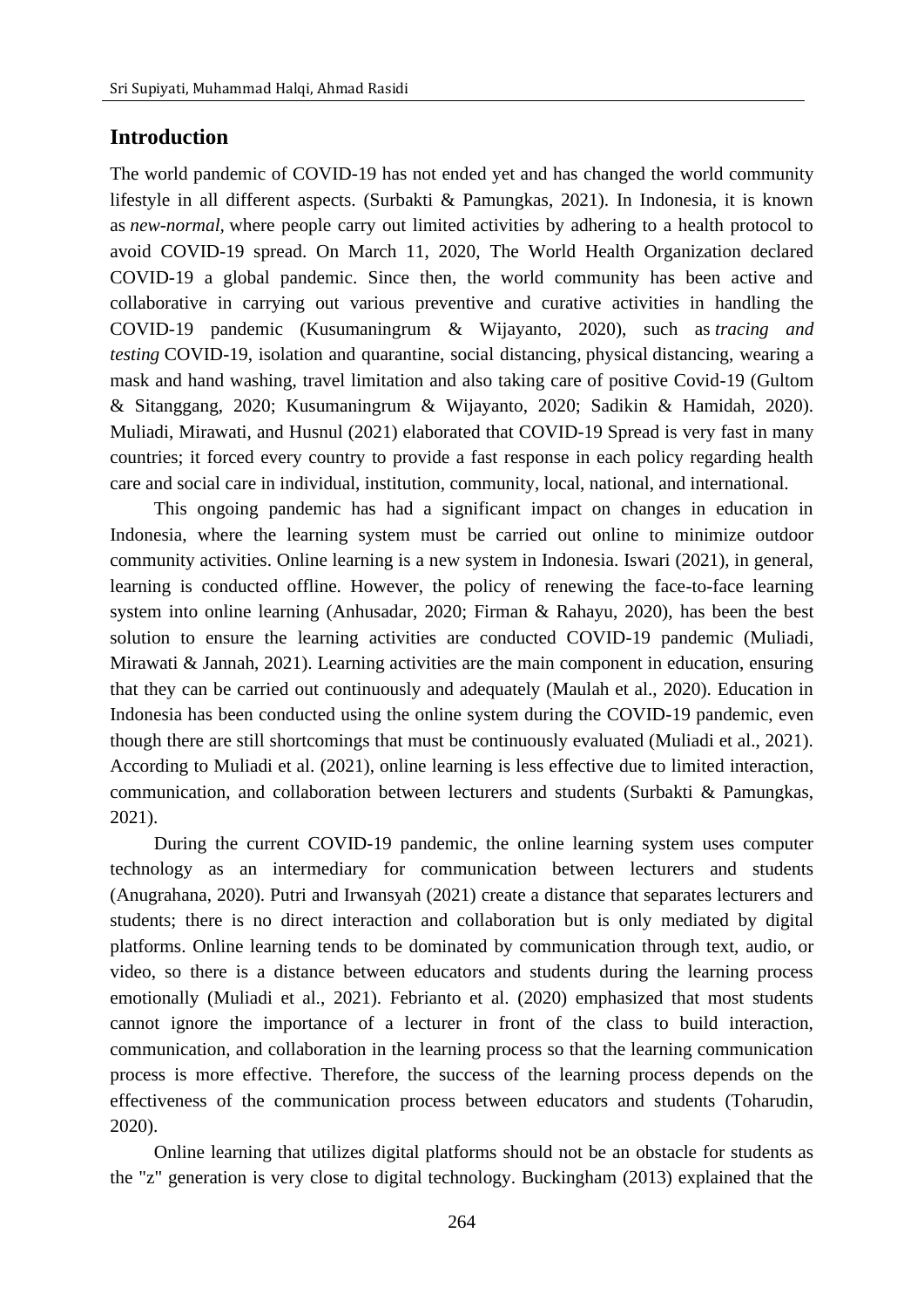## Introduction

The world pandemic of COVID-19 has not ended yet and has changed the world community lifestyle in all different aspects. (Surbakti & Pamungkas, 2021). In Indonesia, it is known as *new-normal*, where people carry out limited activities by adhering to a health protocol to avoid COVID-19 spread. On March 11, 2020, The World Health Organization declared COVID-19 a global pandemic. Since then, the world community has been active and collaborative in carrying out various preventive and curative activities in handling the COVID-19 pandemic (Kusumaningrum & Wijayanto, 2020), such as *tracing and testing* COVID-19, isolation and quarantine, social distancing, physical distancing, wearing a mask and hand washing, travel limitation and also taking care of positive Covid-19 (Gultom & Sitanggang, 2020; Kusumaningrum & Wijayanto, 2020; Sadikin & Hamidah, 2020). Muliadi, Mirawati, and Husnul (2021) elaborated that COVID-19 Spread is very fast in many countries; it forced every country to provide a fast response in each policy regarding health care and social care in individual, institution, community, local, national, and international.

This ongoing pandemic has had a significant impact on changes in education in Indonesia, where the learning system must be carried out online to minimize outdoor community activities. Online learning is a new system in Indonesia. Iswari (2021), in general, learning is conducted offline. However, the policy of renewing the face-to-face learning system into online learning (Anhusadar, 2020; Firman & Rahayu, 2020), has been the best solution to ensure the learning activities are conducted COVID-19 pandemic (Muliadi, Mirawati & Jannah, 2021). Learning activities are the main component in education, ensuring that they can be carried out continuously and adequately (Maulah et al., 2020). Education in Indonesia has been conducted using the online system during the COVID-19 pandemic, even though there are still shortcomings that must be continuously evaluated (Muliadi et al., 2021). According to Muliadi et al. (2021), online learning is less effective due to limited interaction, communication, and collaboration between lecturers and students (Surbakti & Pamungkas, 2021).

During the current COVID-19 pandemic, the online learning system uses computer technology as an intermediary for communication between lecturers and students (Anugrahana, 2020). Putri and Irwansyah (2021) create a distance that separates lecturers and students; there is no direct interaction and collaboration but is only mediated by digital platforms. Online learning tends to be dominated by communication through text, audio, or video, so there is a distance between educators and students during the learning process emotionally (Muliadi et al., 2021). Febrianto et al. (2020) emphasized that most students cannot ignore the importance of a lecturer in front of the class to build interaction, communication, and collaboration in the learning process so that the learning communication process is more effective. Therefore, the success of the learning process depends on the effectiveness of the communication process between educators and students (Toharudin, 2020).

Online learning that utilizes digital platforms should not be an obstacle for students as the "z" generation is very close to digital technology. Buckingham (2013) explained that the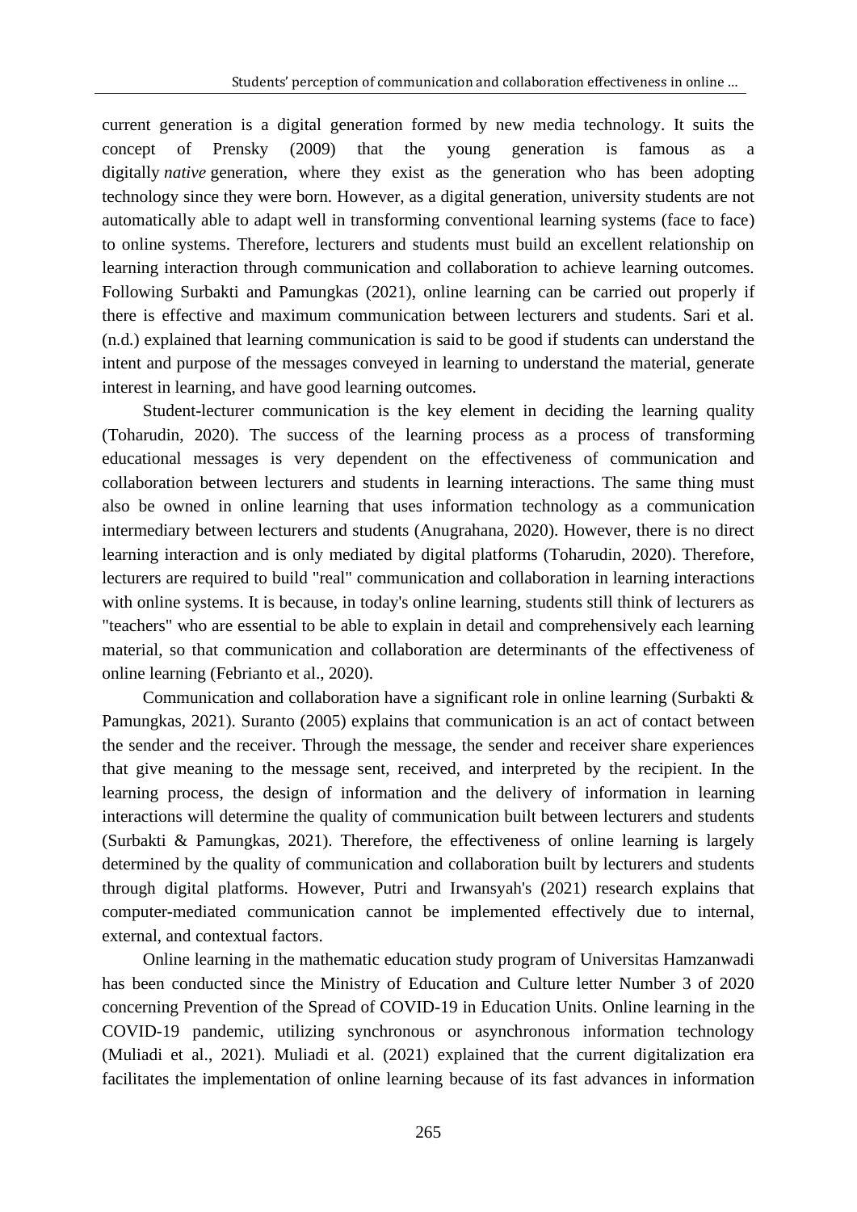current generation is a digital generation formed by new media technology. It suits the concept of Prensky (2009) that the young generation is famous as a digitally *native* generation, where they exist as the generation who has been adopting technology since they were born. However, as a digital generation, university students are not automatically able to adapt well in transforming conventional learning systems (face to face) to online systems. Therefore, lecturers and students must build an excellent relationship on learning interaction through communication and collaboration to achieve learning outcomes. Following Surbakti and Pamungkas (2021), online learning can be carried out properly if there is effective and maximum communication between lecturers and students. Sari et al. (n.d.) explained that learning communication is said to be good if students can understand the intent and purpose of the messages conveyed in learning to understand the material, generate interest in learning, and have good learning outcomes.

Student-lecturer communication is the key element in deciding the learning quality (Toharudin, 2020). The success of the learning process as a process of transforming educational messages is very dependent on the effectiveness of communication and collaboration between lecturers and students in learning interactions. The same thing must also be owned in online learning that uses information technology as a communication intermediary between lecturers and students (Anugrahana, 2020). However, there is no direct learning interaction and is only mediated by digital platforms (Toharudin, 2020). Therefore, lecturers are required to build "real" communication and collaboration in learning interactions with online systems. It is because, in today's online learning, students still think of lecturers as "teachers" who are essential to be able to explain in detail and comprehensively each learning material, so that communication and collaboration are determinants of the effectiveness of online learning (Febrianto et al., 2020).

Communication and collaboration have a significant role in online learning (Surbakti & Pamungkas, 2021). Suranto (2005) explains that communication is an act of contact between the sender and the receiver. Through the message, the sender and receiver share experiences that give meaning to the message sent, received, and interpreted by the recipient. In the learning process, the design of information and the delivery of information in learning interactions will determine the quality of communication built between lecturers and students (Surbakti & Pamungkas, 2021). Therefore, the effectiveness of online learning is largely determined by the quality of communication and collaboration built by lecturers and students through digital platforms. However, Putri and Irwansyah's (2021) research explains that computer-mediated communication cannot be implemented effectively due to internal, external, and contextual factors.

Online learning in the mathematic education study program of Universitas Hamzanwadi has been conducted since the Ministry of Education and Culture letter Number 3 of 2020 concerning Prevention of the Spread of COVID-19 in Education Units. Online learning in the COVID-19 pandemic, utilizing synchronous or asynchronous information technology (Muliadi et al., 2021). Muliadi et al. (2021) explained that the current digitalization era facilitates the implementation of online learning because of its fast advances in information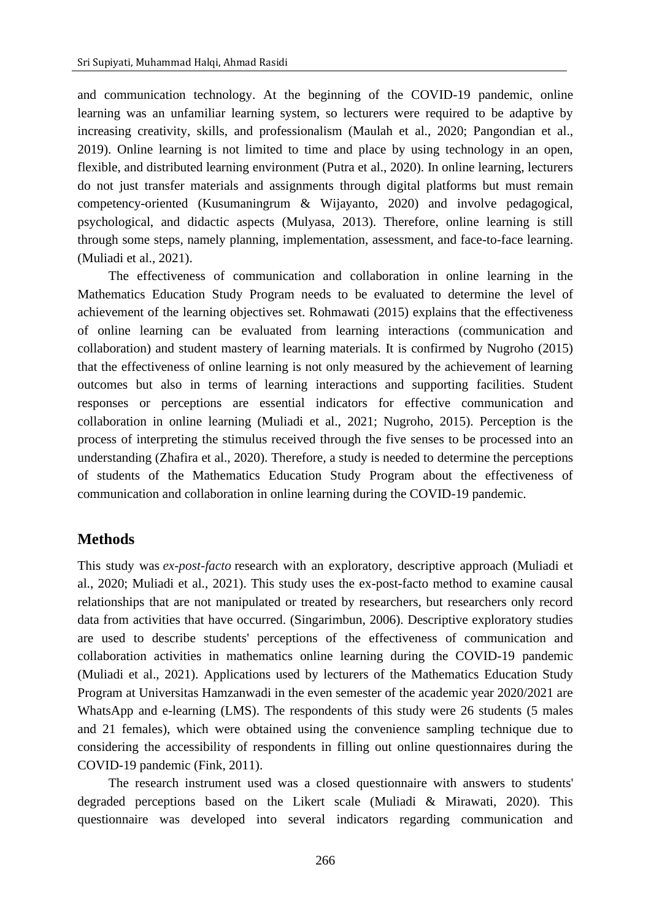and communication technology. At the beginning of the COVID-19 pandemic, online learning was an unfamiliar learning system, so lecturers were required to be adaptive by increasing creativity, skills, and professionalism (Maulah et al., 2020; Pangondian et al., 2019). Online learning is not limited to time and place by using technology in an open, flexible, and distributed learning environment (Putra et al., 2020). In online learning, lecturers do not just transfer materials and assignments through digital platforms but must remain competency-oriented (Kusumaningrum & Wijayanto, 2020) and involve pedagogical, psychological, and didactic aspects (Mulyasa, 2013). Therefore, online learning is still through some steps, namely planning, implementation, assessment, and face-to-face learning. (Muliadi et al., 2021).

The effectiveness of communication and collaboration in online learning in the Mathematics Education Study Program needs to be evaluated to determine the level of achievement of the learning objectives set. Rohmawati (2015) explains that the effectiveness of online learning can be evaluated from learning interactions (communication and collaboration) and student mastery of learning materials. It is confirmed by Nugroho (2015) that the effectiveness of online learning is not only measured by the achievement of learning outcomes but also in terms of learning interactions and supporting facilities. Student responses or perceptions are essential indicators for effective communication and collaboration in online learning (Muliadi et al., 2021; Nugroho, 2015). Perception is the process of interpreting the stimulus received through the five senses to be processed into an understanding (Zhafira et al., 2020). Therefore, a study is needed to determine the perceptions of students of the Mathematics Education Study Program about the effectiveness of communication and collaboration in online learning during the COVID-19 pandemic.

## Methods

This study was *ex-post-facto* research with an exploratory, descriptive approach (Muliadi et al., 2020; Muliadi et al., 2021). This study uses the ex-post-facto method to examine causal relationships that are not manipulated or treated by researchers, but researchers only record data from activities that have occurred. (Singarimbun, 2006). Descriptive exploratory studies are used to describe students' perceptions of the effectiveness of communication and collaboration activities in mathematics online learning during the COVID-19 pandemic (Muliadi et al., 2021). Applications used by lecturers of the Mathematics Education Study Program at Universitas Hamzanwadi in the even semester of the academic year 2020/2021 are WhatsApp and e-learning (LMS). The respondents of this study were 26 students (5 males and 21 females), which were obtained using the convenience sampling technique due to considering the accessibility of respondents in filling out online questionnaires during the COVID-19 pandemic (Fink, 2011).

The research instrument used was a closed questionnaire with answers to students' degraded perceptions based on the Likert scale (Muliadi & Mirawati, 2020). This questionnaire was developed into several indicators regarding communication and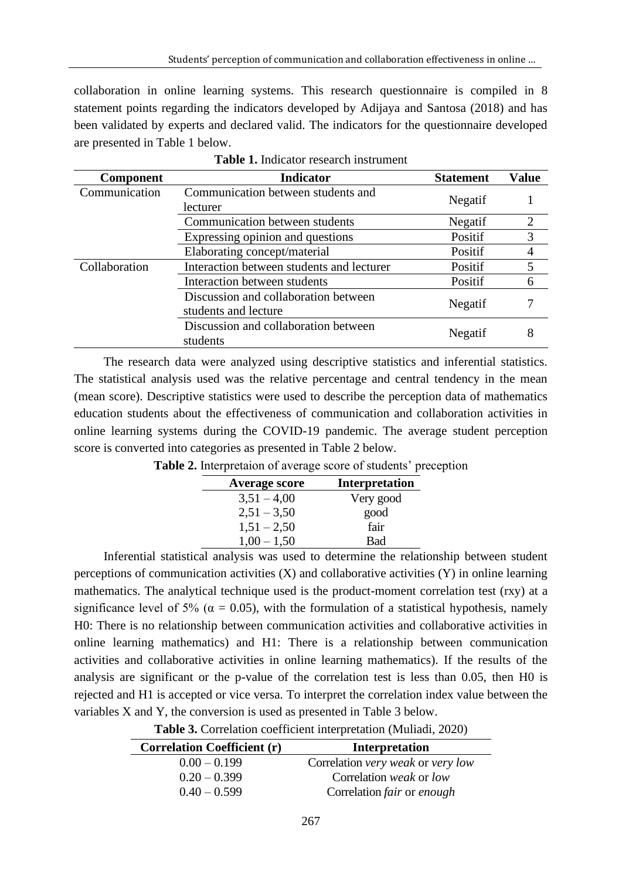collaboration in online learning systems. This research questionnaire is compiled in 8 statement points regarding the indicators developed by Adijaya and Santosa (2018) and has been validated by experts and declared valid. The indicators for the questionnaire developed are presented in Table 1 below.

**Table 1.** Indicator research instrument

| Component | Indicator | Statement | Value |
|---|---|---|---|
| Communication | Communication between students and lecturer | Negatif | 1 |
| | Communication between students | Negatif | 2 |
| | Expressing opinion and questions | Positif | 3 |
| | Elaborating concept/material | Positif | 4 |
| Collaboration | Interaction between students and lecturer | Positif | 5 |
| | Interaction between students | Positif | 6 |
| | Discussion and collaboration between students and lecture | Negatif | 7 |
| | Discussion and collaboration between students | Negatif | 8 |

The research data were analyzed using descriptive statistics and inferential statistics. The statistical analysis used was the relative percentage and central tendency in the mean (mean score). Descriptive statistics were used to describe the perception data of mathematics education students about the effectiveness of communication and collaboration activities in online learning systems during the COVID-19 pandemic. The average student perception score is converted into categories as presented in Table 2 below.

**Table 2.** Interpretaion of average score of students' preception

| Average score | Interpretation |
|---|---|
| 3,51 – 4,00 | Very good |
| 2,51 – 3,50 | good |
| 1,51 – 2,50 | fair |
| 1,00 – 1,50 | Bad |

Inferential statistical analysis was used to determine the relationship between student perceptions of communication activities (X) and collaborative activities (Y) in online learning mathematics. The analytical technique used is the product-moment correlation test (rxy) at a significance level of 5% ($\alpha = 0.05$), with the formulation of a statistical hypothesis, namely H0: There is no relationship between communication activities and collaborative activities in online learning mathematics) and H1: There is a relationship between communication activities and collaborative activities in online learning mathematics). If the results of the analysis are significant or the p-value of the correlation test is less than 0.05, then H0 is rejected and H1 is accepted or vice versa. To interpret the correlation index value between the variables X and Y, the conversion is used as presented in Table 3 below.

**Table 3.** Correlation coefficient interpretation (Muliadi, 2020)

| Correlation Coefficient (r) | Interpretation |
|---|---|
| 0.00 – 0.199 | Correlation *very weak* or *very low* |
| 0.20 – 0.399 | Correlation *weak* or *low* |
| 0.40 – 0.599 | Correlation *fair* or *enough* |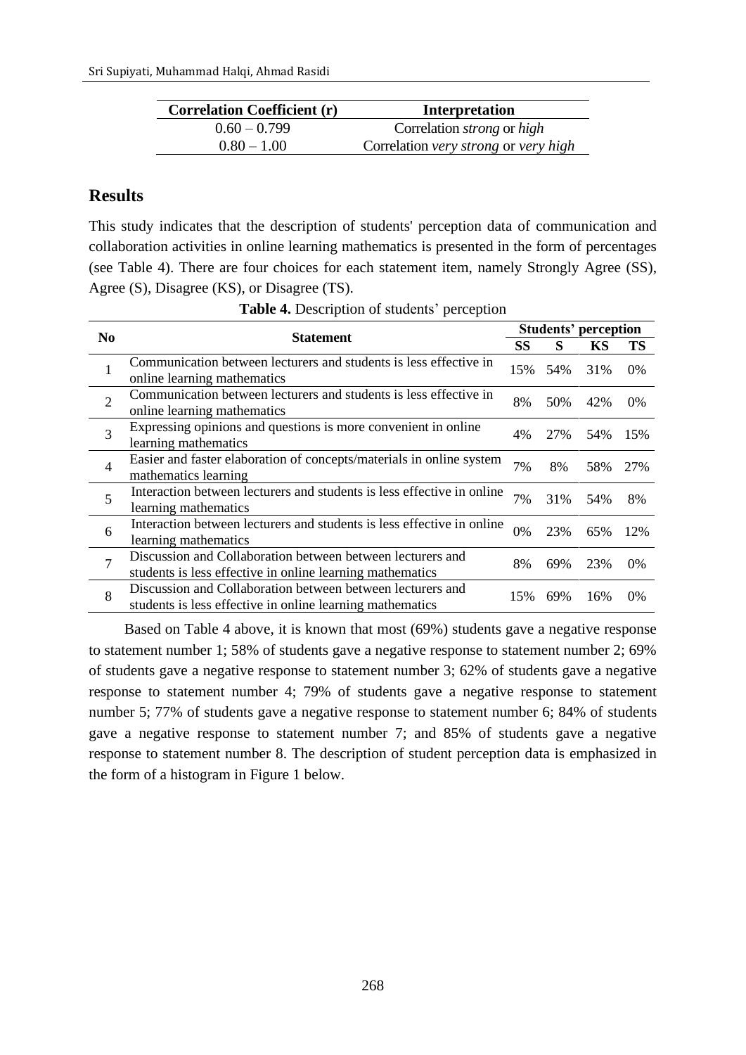| Correlation Coefficient (r) | Interpretation |
|---|---|
| 0.60 – 0.799 | Correlation *strong* or *high* |
| 0.80 – 1.00 | Correlation *very strong* or *very high* |

## Results

This study indicates that the description of students' perception data of communication and collaboration activities in online learning mathematics is presented in the form of percentages (see Table 4). There are four choices for each statement item, namely Strongly Agree (SS), Agree (S), Disagree (KS), or Disagree (TS).

**Table 4.** Description of students' perception

| No | Statement | Students' perception | | | |
|---|---|---|---|---|---|
| | | SS | S | KS | TS |
| 1 | Communication between lecturers and students is less effective in online learning mathematics | 15% | 54% | 31% | 0% |
| 2 | Communication between lecturers and students is less effective in online learning mathematics | 8% | 50% | 42% | 0% |
| 3 | Expressing opinions and questions is more convenient in online learning mathematics | 4% | 27% | 54% | 15% |
| 4 | Easier and faster elaboration of concepts/materials in online system mathematics learning | 7% | 8% | 58% | 27% |
| 5 | Interaction between lecturers and students is less effective in online learning mathematics | 7% | 31% | 54% | 8% |
| 6 | Interaction between lecturers and students is less effective in online learning mathematics | 0% | 23% | 65% | 12% |
| 7 | Discussion and Collaboration between between lecturers and students is less effective in online learning mathematics | 8% | 69% | 23% | 0% |
| 8 | Discussion and Collaboration between between lecturers and students is less effective in online learning mathematics | 15% | 69% | 16% | 0% |

Based on Table 4 above, it is known that most (69%) students gave a negative response to statement number 1; 58% of students gave a negative response to statement number 2; 69% of students gave a negative response to statement number 3; 62% of students gave a negative response to statement number 4; 79% of students gave a negative response to statement number 5; 77% of students gave a negative response to statement number 6; 84% of students gave a negative response to statement number 7; and 85% of students gave a negative response to statement number 8. The description of student perception data is emphasized in the form of a histogram in Figure 1 below.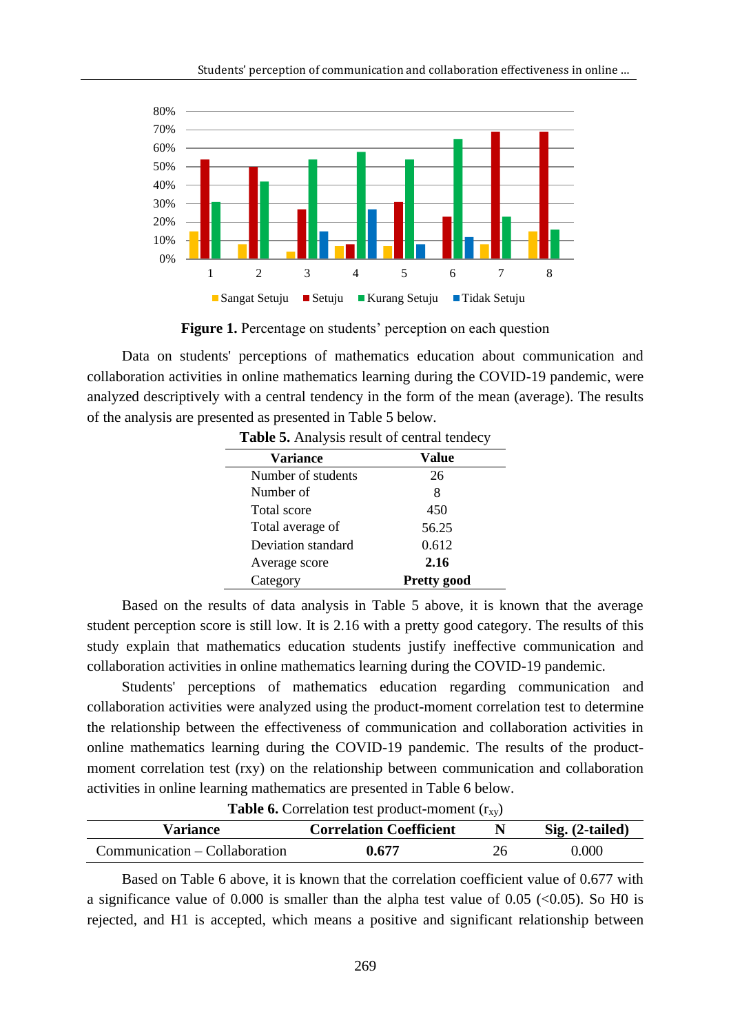Figure 1. Percentage on students' perception on each question

Data on students' perceptions of mathematics education about communication and collaboration activities in online mathematics learning during the COVID-19 pandemic, were analyzed descriptively with a central tendency in the form of the mean (average). The results of the analysis are presented as presented in Table 5 below.

**Table 5.** Analysis result of central tendecy

| Variance | Value |
|---|---|
| Number of students | 26 |
| Number of | 8 |
| Total score | 450 |
| Total average of | 56.25 |
| Deviation standard | 0.612 |
| Average score | **2.16** |
| Category | **Pretty good** |

Based on the results of data analysis in Table 5 above, it is known that the average student perception score is still low. It is 2.16 with a pretty good category. The results of this study explain that mathematics education students justify ineffective communication and collaboration activities in online mathematics learning during the COVID-19 pandemic.

Students' perceptions of mathematics education regarding communication and collaboration activities were analyzed using the product-moment correlation test to determine the relationship between the effectiveness of communication and collaboration activities in online mathematics learning during the COVID-19 pandemic. The results of the product-moment correlation test (rxy) on the relationship between communication and collaboration activities in online learning mathematics are presented in Table 6 below.

**Table 6.** Correlation test product-moment ($r_{xy}$)

| Variance | Correlation Coefficient | N | Sig. (2-tailed) |
|---|---|---|---|
| Communication – Collaboration | **0.677** | 26 | 0.000 |

Based on Table 6 above, it is known that the correlation coefficient value of 0.677 with a significance value of 0.000 is smaller than the alpha test value of 0.05 (<0.05). So H0 is rejected, and H1 is accepted, which means a positive and significant relationship between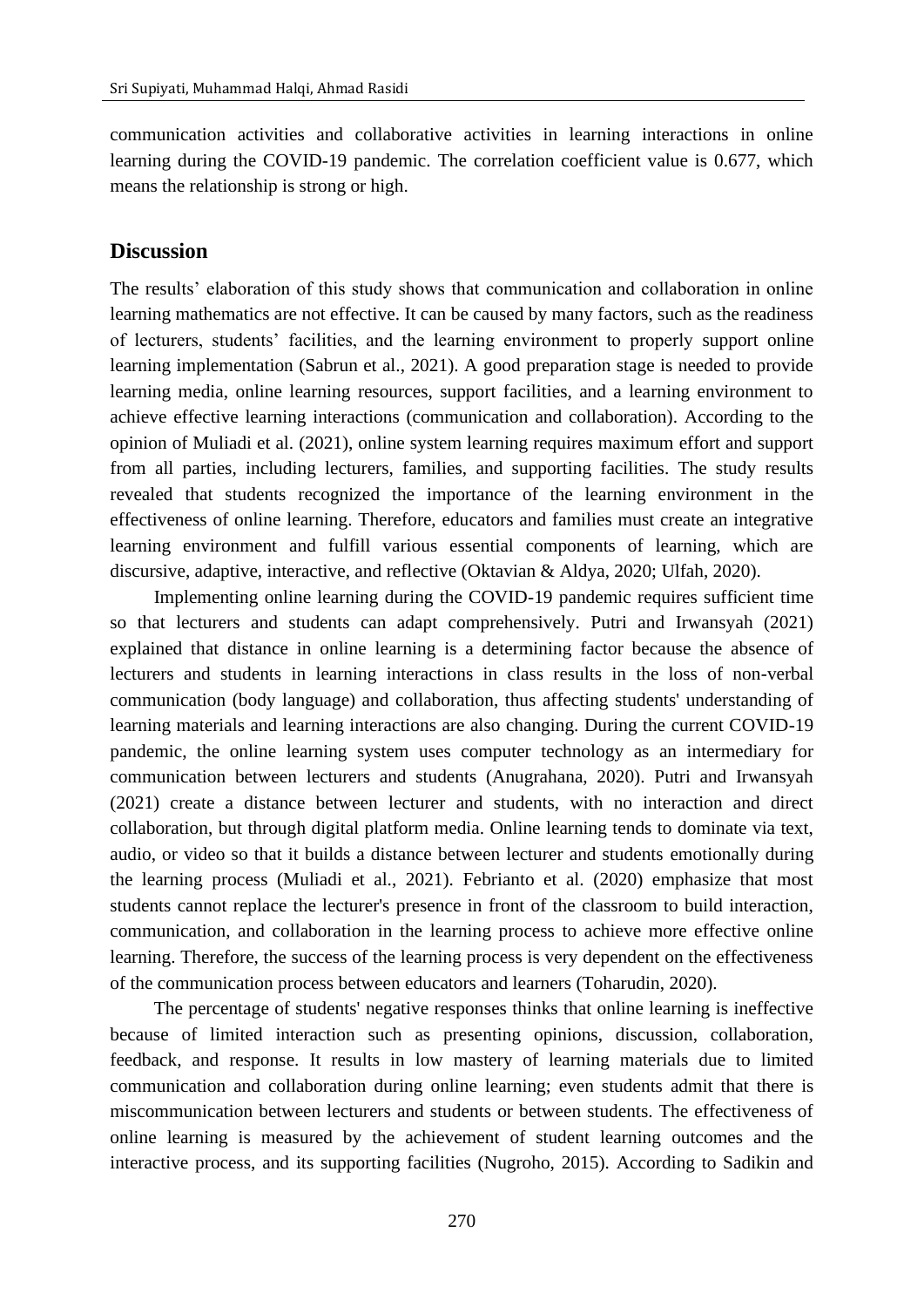communication activities and collaborative activities in learning interactions in online learning during the COVID-19 pandemic. The correlation coefficient value is 0.677, which means the relationship is strong or high.

## Discussion

The results' elaboration of this study shows that communication and collaboration in online learning mathematics are not effective. It can be caused by many factors, such as the readiness of lecturers, students' facilities, and the learning environment to properly support online learning implementation (Sabrun et al., 2021). A good preparation stage is needed to provide learning media, online learning resources, support facilities, and a learning environment to achieve effective learning interactions (communication and collaboration). According to the opinion of Muliadi et al. (2021), online system learning requires maximum effort and support from all parties, including lecturers, families, and supporting facilities. The study results revealed that students recognized the importance of the learning environment in the effectiveness of online learning. Therefore, educators and families must create an integrative learning environment and fulfill various essential components of learning, which are discursive, adaptive, interactive, and reflective (Oktavian & Aldya, 2020; Ulfah, 2020).

Implementing online learning during the COVID-19 pandemic requires sufficient time so that lecturers and students can adapt comprehensively. Putri and Irwansyah (2021) explained that distance in online learning is a determining factor because the absence of lecturers and students in learning interactions in class results in the loss of non-verbal communication (body language) and collaboration, thus affecting students' understanding of learning materials and learning interactions are also changing. During the current COVID-19 pandemic, the online learning system uses computer technology as an intermediary for communication between lecturers and students (Anugrahana, 2020). Putri and Irwansyah (2021) create a distance between lecturer and students, with no interaction and direct collaboration, but through digital platform media. Online learning tends to dominate via text, audio, or video so that it builds a distance between lecturer and students emotionally during the learning process (Muliadi et al., 2021). Febrianto et al. (2020) emphasize that most students cannot replace the lecturer's presence in front of the classroom to build interaction, communication, and collaboration in the learning process to achieve more effective online learning. Therefore, the success of the learning process is very dependent on the effectiveness of the communication process between educators and learners (Toharudin, 2020).

The percentage of students' negative responses thinks that online learning is ineffective because of limited interaction such as presenting opinions, discussion, collaboration, feedback, and response. It results in low mastery of learning materials due to limited communication and collaboration during online learning; even students admit that there is miscommunication between lecturers and students or between students. The effectiveness of online learning is measured by the achievement of student learning outcomes and the interactive process, and its supporting facilities (Nugroho, 2015). According to Sadikin and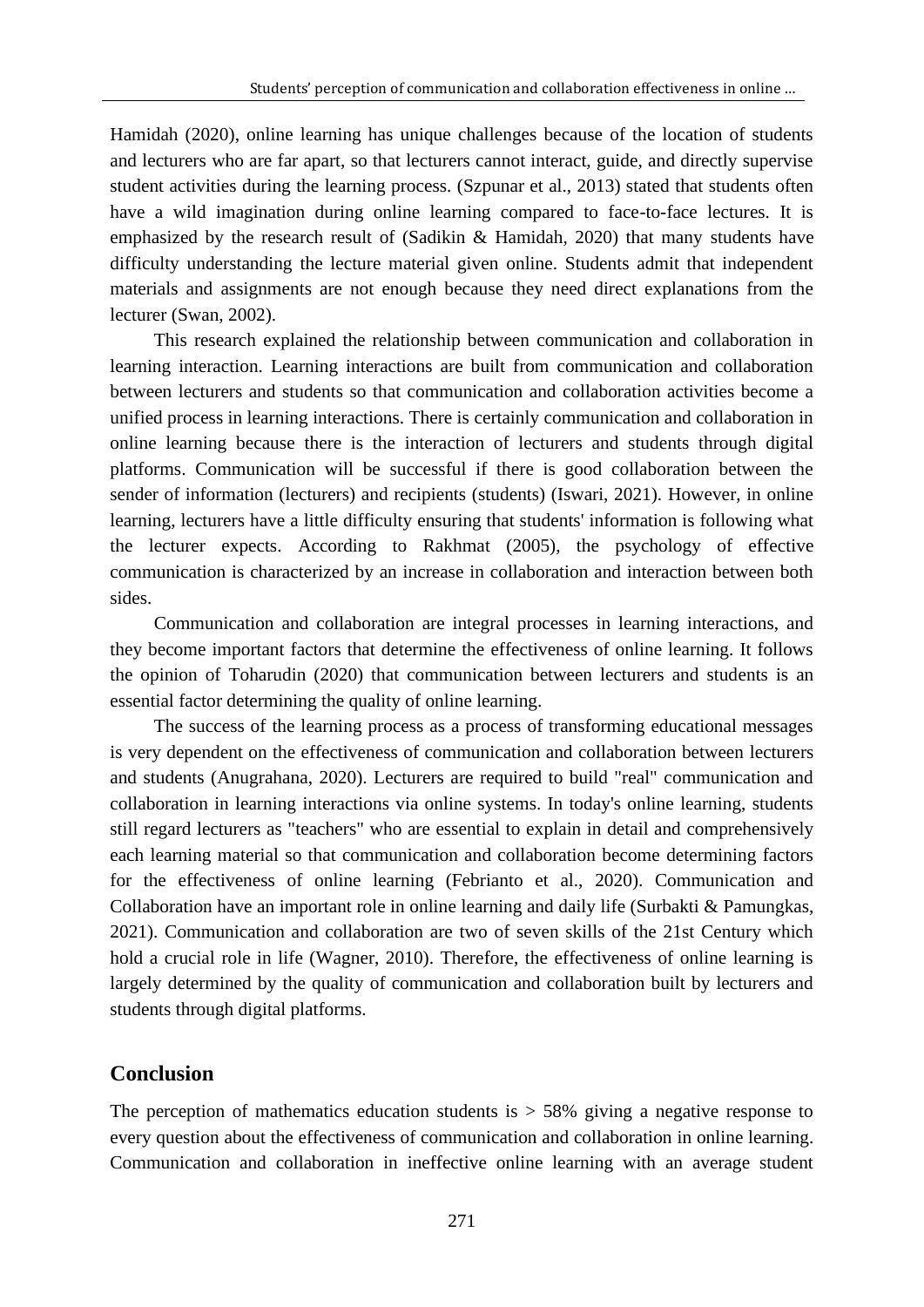Hamidah (2020), online learning has unique challenges because of the location of students and lecturers who are far apart, so that lecturers cannot interact, guide, and directly supervise student activities during the learning process. (Szpunar et al., 2013) stated that students often have a wild imagination during online learning compared to face-to-face lectures. It is emphasized by the research result of (Sadikin & Hamidah, 2020) that many students have difficulty understanding the lecture material given online. Students admit that independent materials and assignments are not enough because they need direct explanations from the lecturer (Swan, 2002).

This research explained the relationship between communication and collaboration in learning interaction. Learning interactions are built from communication and collaboration between lecturers and students so that communication and collaboration activities become a unified process in learning interactions. There is certainly communication and collaboration in online learning because there is the interaction of lecturers and students through digital platforms. Communication will be successful if there is good collaboration between the sender of information (lecturers) and recipients (students) (Iswari, 2021). However, in online learning, lecturers have a little difficulty ensuring that students' information is following what the lecturer expects. According to Rakhmat (2005), the psychology of effective communication is characterized by an increase in collaboration and interaction between both sides.

Communication and collaboration are integral processes in learning interactions, and they become important factors that determine the effectiveness of online learning. It follows the opinion of Toharudin (2020) that communication between lecturers and students is an essential factor determining the quality of online learning.

The success of the learning process as a process of transforming educational messages is very dependent on the effectiveness of communication and collaboration between lecturers and students (Anugrahana, 2020). Lecturers are required to build "real" communication and collaboration in learning interactions via online systems. In today's online learning, students still regard lecturers as "teachers" who are essential to explain in detail and comprehensively each learning material so that communication and collaboration become determining factors for the effectiveness of online learning (Febrianto et al., 2020). Communication and Collaboration have an important role in online learning and daily life (Surbakti & Pamungkas, 2021). Communication and collaboration are two of seven skills of the 21st Century which hold a crucial role in life (Wagner, 2010). Therefore, the effectiveness of online learning is largely determined by the quality of communication and collaboration built by lecturers and students through digital platforms.

## Conclusion

The perception of mathematics education students is > 58% giving a negative response to every question about the effectiveness of communication and collaboration in online learning. Communication and collaboration in ineffective online learning with an average student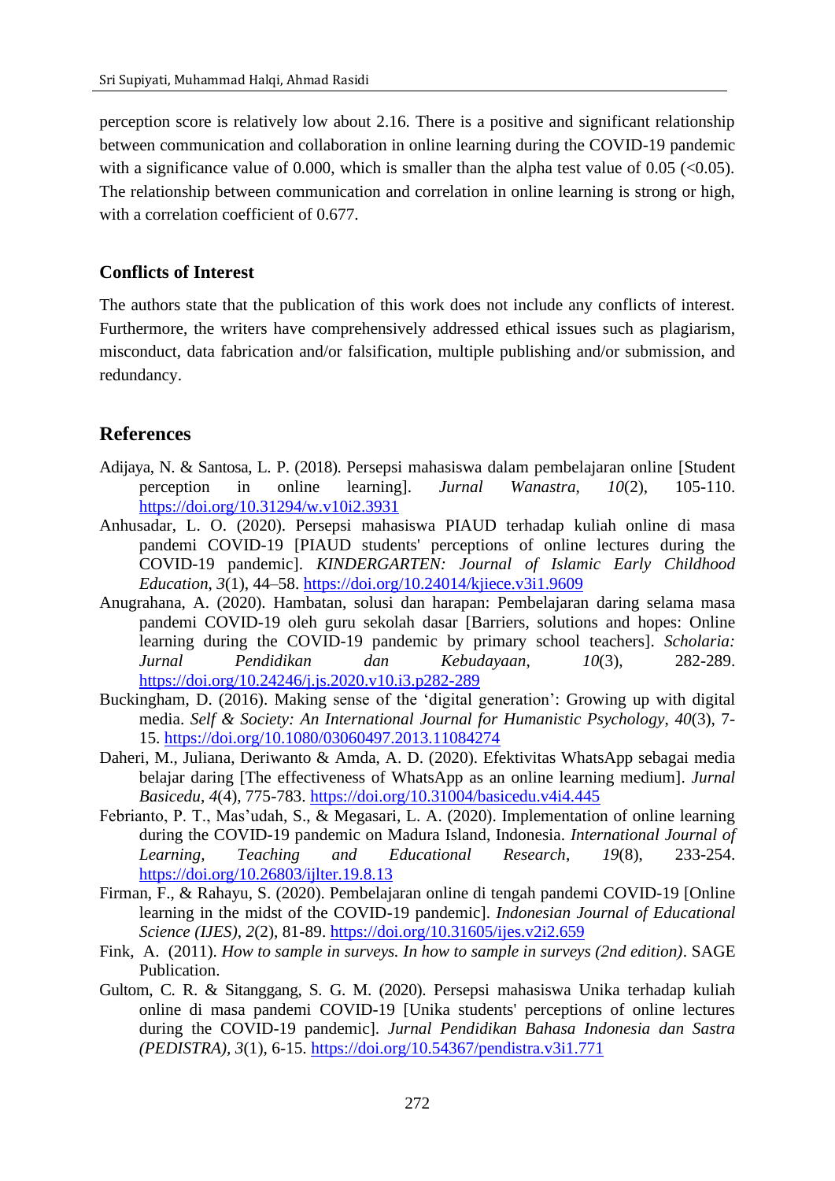perception score is relatively low about 2.16. There is a positive and significant relationship between communication and collaboration in online learning during the COVID-19 pandemic with a significance value of 0.000, which is smaller than the alpha test value of 0.05 (<0.05). The relationship between communication and correlation in online learning is strong or high, with a correlation coefficient of 0.677.

### Conflicts of Interest

The authors state that the publication of this work does not include any conflicts of interest. Furthermore, the writers have comprehensively addressed ethical issues such as plagiarism, misconduct, data fabrication and/or falsification, multiple publishing and/or submission, and redundancy.

## References

Adijaya, N. & Santosa, L. P. (2018). Persepsi mahasiswa dalam pembelajaran online [Student perception in online learning]. *Jurnal Wanastra*, *10*(2), 105-110. https://doi.org/10.31294/w.v10i2.3931

Anhusadar, L. O. (2020). Persepsi mahasiswa PIAUD terhadap kuliah online di masa pandemi COVID-19 [PIAUD students' perceptions of online lectures during the COVID-19 pandemic]. *KINDERGARTEN: Journal of Islamic Early Childhood Education*, *3*(1), 44–58. https://doi.org/10.24014/kjiece.v3i1.9609

Anugrahana, A. (2020). Hambatan, solusi dan harapan: Pembelajaran daring selama masa pandemi COVID-19 oleh guru sekolah dasar [Barriers, solutions and hopes: Online learning during the COVID-19 pandemic by primary school teachers]. *Scholaria: Jurnal Pendidikan dan Kebudayaan*, *10*(3), 282-289. https://doi.org/10.24246/j.js.2020.v10.i3.p282-289

Buckingham, D. (2016). Making sense of the 'digital generation': Growing up with digital media. *Self & Society: An International Journal for Humanistic Psychology*, *40*(3), 7-15. https://doi.org/10.1080/03060497.2013.11084274

Daheri, M., Juliana, Deriwanto & Amda, A. D. (2020). Efektivitas WhatsApp sebagai media belajar daring [The effectiveness of WhatsApp as an online learning medium]. *Jurnal Basicedu*, *4*(4), 775-783. https://doi.org/10.31004/basicedu.v4i4.445

Febrianto, P. T., Mas'udah, S., & Megasari, L. A. (2020). Implementation of online learning during the COVID-19 pandemic on Madura Island, Indonesia. *International Journal of Learning, Teaching and Educational Research*, *19*(8), 233-254. https://doi.org/10.26803/ijlter.19.8.13

Firman, F., & Rahayu, S. (2020). Pembelajaran online di tengah pandemi COVID-19 [Online learning in the midst of the COVID-19 pandemic]. *Indonesian Journal of Educational Science (IJES)*, *2*(2), 81-89. https://doi.org/10.31605/ijes.v2i2.659

Fink, A. (2011). *How to sample in surveys. In how to sample in surveys (2nd edition)*. SAGE Publication.

Gultom, C. R. & Sitanggang, S. G. M. (2020). Persepsi mahasiswa Unika terhadap kuliah online di masa pandemi COVID-19 [Unika students' perceptions of online lectures during the COVID-19 pandemic]. *Jurnal Pendidikan Bahasa Indonesia dan Sastra (PEDISTRA)*, *3*(1), 6-15. https://doi.org/10.54367/pendistra.v3i1.771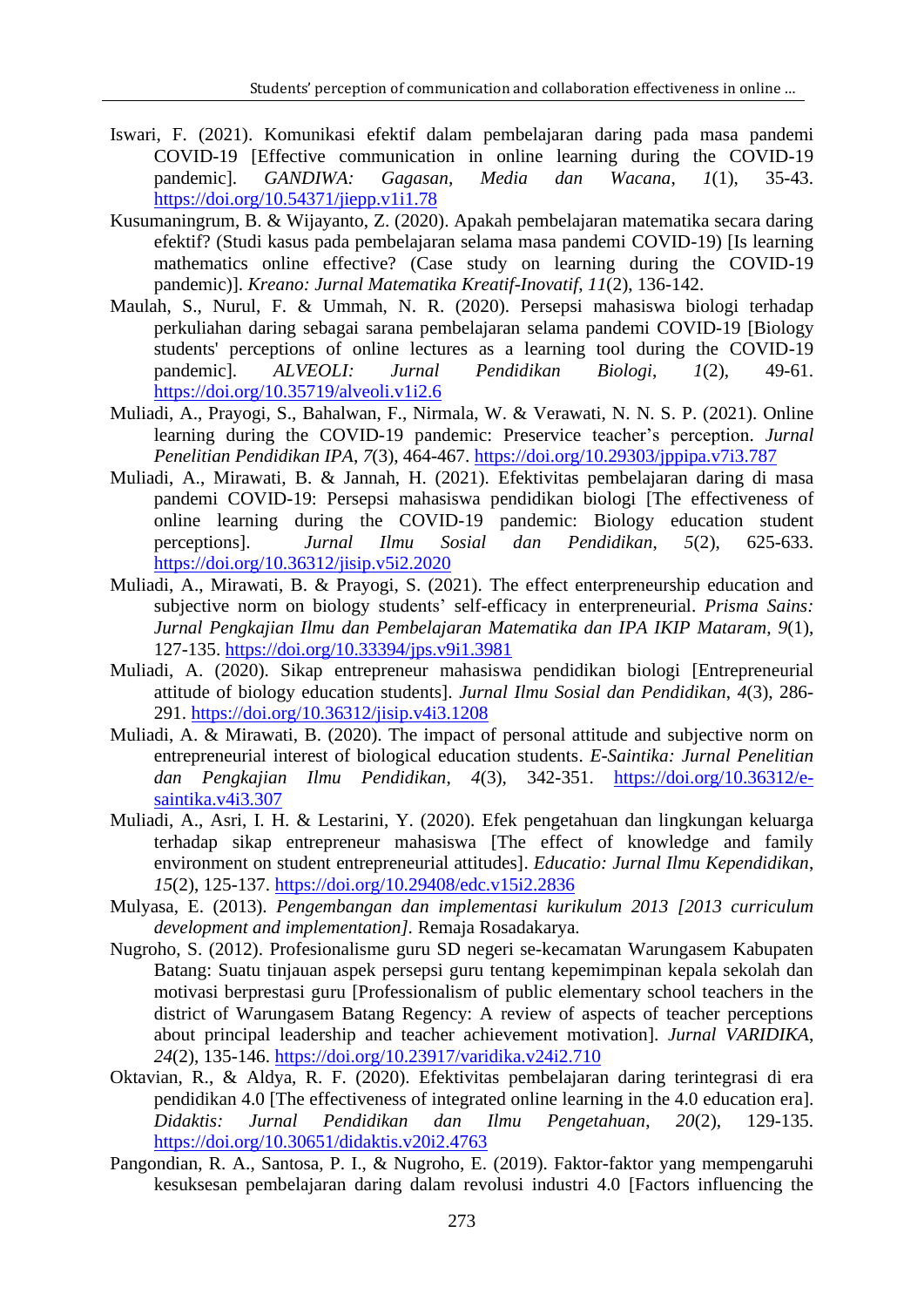Iswari, F. (2021). Komunikasi efektif dalam pembelajaran daring pada masa pandemi COVID-19 [Effective communication in online learning during the COVID-19 pandemic]. *GANDIWA: Gagasan, Media dan Wacana*, *1*(1), 35-43. https://doi.org/10.54371/jiepp.v1i1.78

Kusumaningrum, B. & Wijayanto, Z. (2020). Apakah pembelajaran matematika secara daring efektif? (Studi kasus pada pembelajaran selama masa pandemi COVID-19) [Is learning mathematics online effective? (Case study on learning during the COVID-19 pandemic)]. *Kreano: Jurnal Matematika Kreatif-Inovatif*, *11*(2), 136-142.

Maulah, S., Nurul, F. & Ummah, N. R. (2020). Persepsi mahasiswa biologi terhadap perkuliahan daring sebagai sarana pembelajaran selama pandemi COVID-19 [Biology students' perceptions of online lectures as a learning tool during the COVID-19 pandemic]. *ALVEOLI: Jurnal Pendidikan Biologi*, *1*(2), 49-61. https://doi.org/10.35719/alveoli.v1i2.6

Muliadi, A., Prayogi, S., Bahalwan, F., Nirmala, W. & Verawati, N. N. S. P. (2021). Online learning during the COVID-19 pandemic: Preservice teacher's perception. *Jurnal Penelitian Pendidikan IPA*, *7*(3), 464-467. https://doi.org/10.29303/jppipa.v7i3.787

Muliadi, A., Mirawati, B. & Jannah, H. (2021). Efektivitas pembelajaran daring di masa pandemi COVID-19: Persepsi mahasiswa pendidikan biologi [The effectiveness of online learning during the COVID-19 pandemic: Biology education student perceptions]. *Jurnal Ilmu Sosial dan Pendidikan*, *5*(2), 625-633. https://doi.org/10.36312/jisip.v5i2.2020

Muliadi, A., Mirawati, B. & Prayogi, S. (2021). The effect enterpreneurship education and subjective norm on biology students' self-efficacy in enterpreneurial. *Prisma Sains: Jurnal Pengkajian Ilmu dan Pembelajaran Matematika dan IPA IKIP Mataram*, *9*(1), 127-135. https://doi.org/10.33394/jps.v9i1.3981

Muliadi, A. (2020). Sikap entrepreneur mahasiswa pendidikan biologi [Entrepreneurial attitude of biology education students]. *Jurnal Ilmu Sosial dan Pendidikan*, *4*(3), 286-291. https://doi.org/10.36312/jisip.v4i3.1208

Muliadi, A. & Mirawati, B. (2020). The impact of personal attitude and subjective norm on entrepreneurial interest of biological education students. *E-Saintika: Jurnal Penelitian dan Pengkajian Ilmu Pendidikan*, *4*(3), 342-351. https://doi.org/10.36312/e-saintika.v4i3.307

Muliadi, A., Asri, I. H. & Lestarini, Y. (2020). Efek pengetahuan dan lingkungan keluarga terhadap sikap entrepreneur mahasiswa [The effect of knowledge and family environment on student entrepreneurial attitudes]. *Educatio: Jurnal Ilmu Kependidikan*, *15*(2), 125-137. https://doi.org/10.29408/edc.v15i2.2836

Mulyasa, E. (2013). *Pengembangan dan implementasi kurikulum 2013 [2013 curriculum development and implementation]*. Remaja Rosadakarya.

Nugroho, S. (2012). Profesionalisme guru SD negeri se-kecamatan Warungasem Kabupaten Batang: Suatu tinjauan aspek persepsi guru tentang kepemimpinan kepala sekolah dan motivasi berprestasi guru [Professionalism of public elementary school teachers in the district of Warungasem Batang Regency: A review of aspects of teacher perceptions about principal leadership and teacher achievement motivation]. *Jurnal VARIDIKA*, *24*(2), 135-146. https://doi.org/10.23917/varidika.v24i2.710

Oktavian, R., & Aldya, R. F. (2020). Efektivitas pembelajaran daring terintegrasi di era pendidikan 4.0 [The effectiveness of integrated online learning in the 4.0 education era]. *Didaktis: Jurnal Pendidikan dan Ilmu Pengetahuan*, *20*(2), 129-135. https://doi.org/10.30651/didaktis.v20i2.4763

Pangondian, R. A., Santosa, P. I., & Nugroho, E. (2019). Faktor-faktor yang mempengaruhi kesuksesan pembelajaran daring dalam revolusi industri 4.0 [Factors influencing the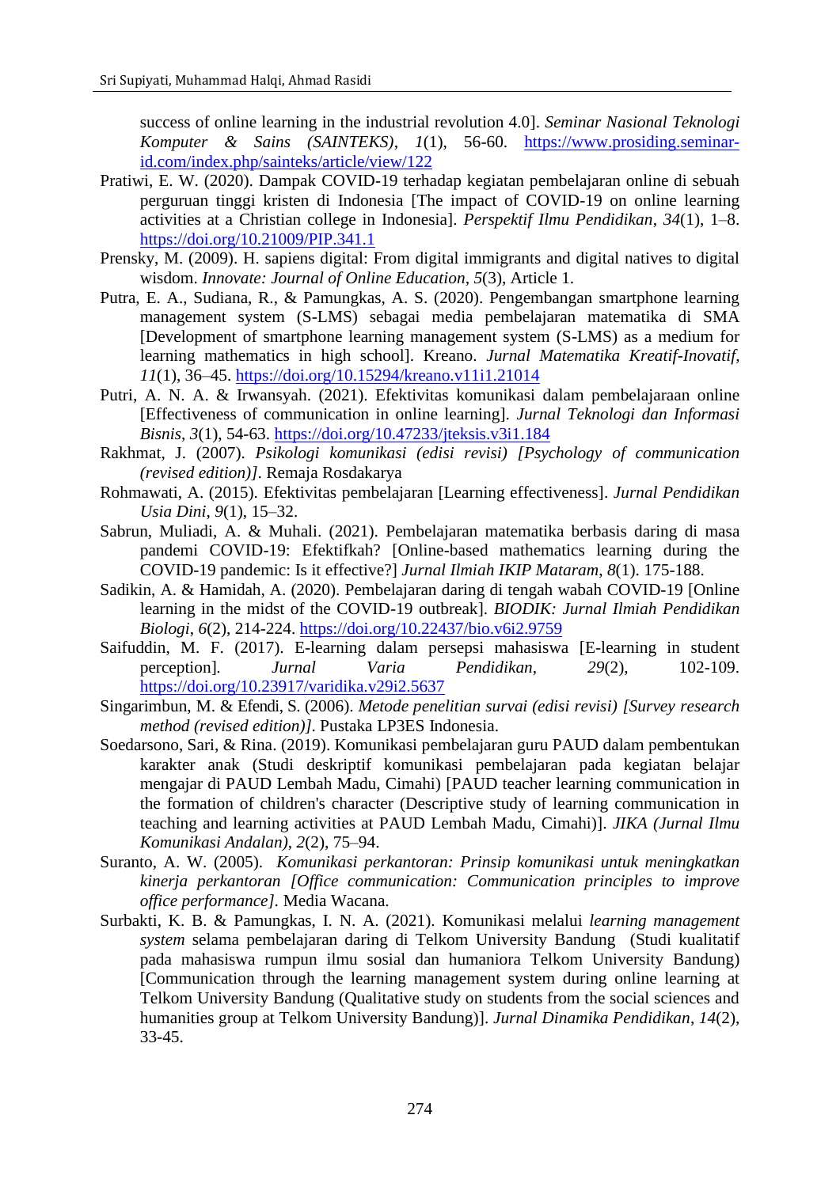success of online learning in the industrial revolution 4.0]. *Seminar Nasional Teknologi Komputer & Sains (SAINTEKS)*, *1*(1), 56-60. https://www.prosiding.seminar-id.com/index.php/sainteks/article/view/122

Pratiwi, E. W. (2020). Dampak COVID-19 terhadap kegiatan pembelajaran online di sebuah perguruan tinggi kristen di Indonesia [The impact of COVID-19 on online learning activities at a Christian college in Indonesia]. *Perspektif Ilmu Pendidikan*, *34*(1), 1–8. https://doi.org/10.21009/PIP.341.1

Prensky, M. (2009). H. sapiens digital: From digital immigrants and digital natives to digital wisdom. *Innovate: Journal of Online Education*, *5*(3), Article 1.

Putra, E. A., Sudiana, R., & Pamungkas, A. S. (2020). Pengembangan smartphone learning management system (S-LMS) sebagai media pembelajaran matematika di SMA [Development of smartphone learning management system (S-LMS) as a medium for learning mathematics in high school]. Kreano. *Jurnal Matematika Kreatif-Inovatif*, *11*(1), 36–45. https://doi.org/10.15294/kreano.v11i1.21014

Putri, A. N. A. & Irwansyah. (2021). Efektivitas komunikasi dalam pembelajaraan online [Effectiveness of communication in online learning]. *Jurnal Teknologi dan Informasi Bisnis*, *3*(1), 54-63. https://doi.org/10.47233/jteksis.v3i1.184

Rakhmat, J. (2007). *Psikologi komunikasi (edisi revisi) [Psychology of communication (revised edition)]*. Remaja Rosdakarya

Rohmawati, A. (2015). Efektivitas pembelajaran [Learning effectiveness]. *Jurnal Pendidikan Usia Dini*, *9*(1), 15–32.

Sabrun, Muliadi, A. & Muhali. (2021). Pembelajaran matematika berbasis daring di masa pandemi COVID-19: Efektifkah? [Online-based mathematics learning during the COVID-19 pandemic: Is it effective?] *Jurnal Ilmiah IKIP Mataram*, *8*(1). 175-188.

Sadikin, A. & Hamidah, A. (2020). Pembelajaran daring di tengah wabah COVID-19 [Online learning in the midst of the COVID-19 outbreak]. *BIODIK: Jurnal Ilmiah Pendidikan Biologi*, *6*(2), 214-224. https://doi.org/10.22437/bio.v6i2.9759

Saifuddin, M. F. (2017). E-learning dalam persepsi mahasiswa [E-learning in student perception]. *Jurnal Varia Pendidikan*, *29*(2), 102-109. https://doi.org/10.23917/varidika.v29i2.5637

Singarimbun, M. & Efendi, S. (2006). *Metode penelitian survai (edisi revisi) [Survey research method (revised edition)]*. Pustaka LP3ES Indonesia.

Soedarsono, Sari, & Rina. (2019). Komunikasi pembelajaran guru PAUD dalam pembentukan karakter anak (Studi deskriptif komunikasi pembelajaran pada kegiatan belajar mengajar di PAUD Lembah Madu, Cimahi) [PAUD teacher learning communication in the formation of children's character (Descriptive study of learning communication in teaching and learning activities at PAUD Lembah Madu, Cimahi)]. *JIKA (Jurnal Ilmu Komunikasi Andalan)*, *2*(2), 75–94.

Suranto, A. W. (2005). *Komunikasi perkantoran: Prinsip komunikasi untuk meningkatkan kinerja perkantoran [Office communication: Communication principles to improve office performance]*. Media Wacana.

Surbakti, K. B. & Pamungkas, I. N. A. (2021). Komunikasi melalui *learning management system* selama pembelajaran daring di Telkom University Bandung (Studi kualitatif pada mahasiswa rumpun ilmu sosial dan humaniora Telkom University Bandung) [Communication through the learning management system during online learning at Telkom University Bandung (Qualitative study on students from the social sciences and humanities group at Telkom University Bandung)]. *Jurnal Dinamika Pendidikan*, *14*(2), 33-45.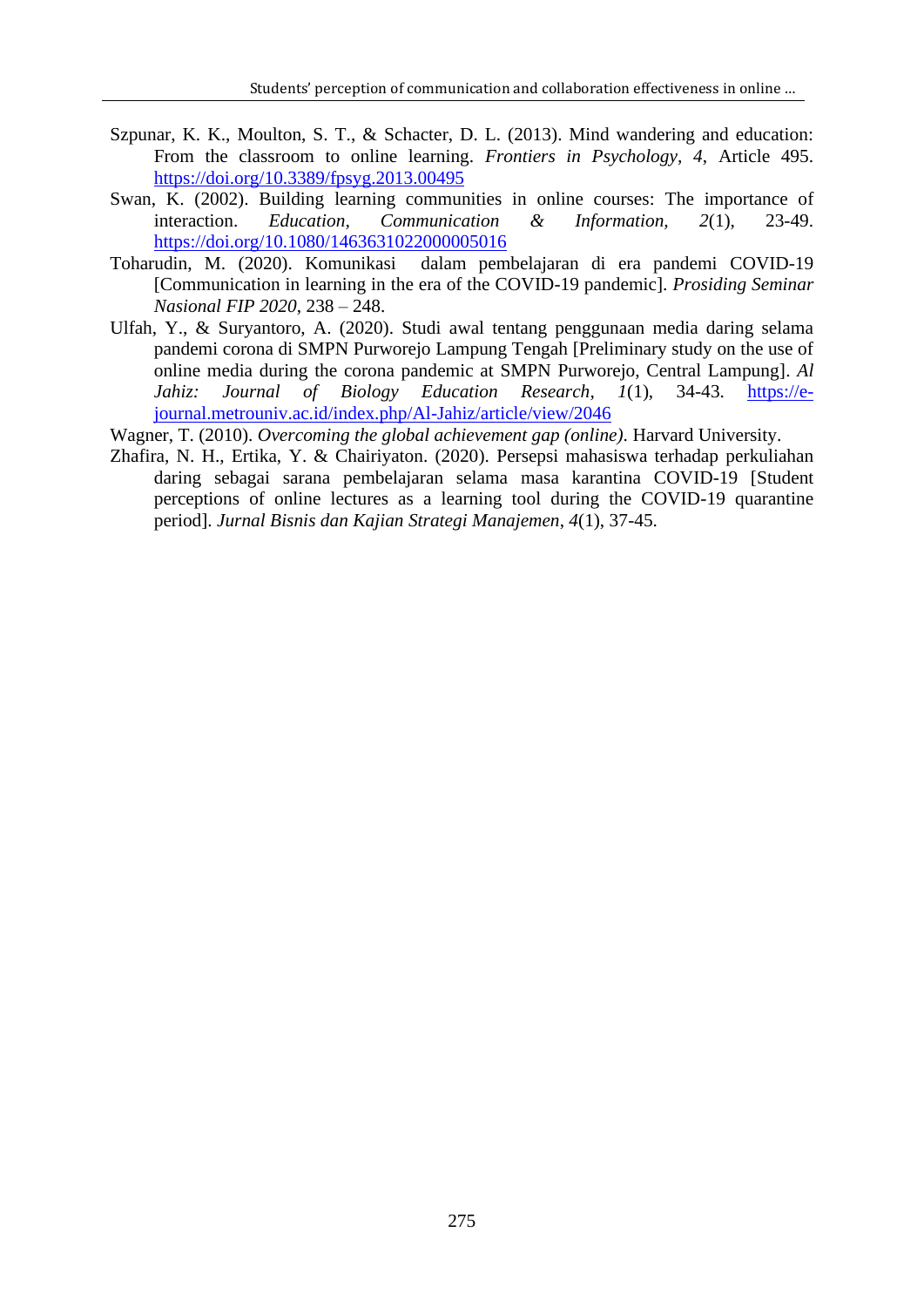Szpunar, K. K., Moulton, S. T., & Schacter, D. L. (2013). Mind wandering and education: From the classroom to online learning. *Frontiers in Psychology*, *4*, Article 495. https://doi.org/10.3389/fpsyg.2013.00495

Swan, K. (2002). Building learning communities in online courses: The importance of interaction. *Education, Communication & Information*, *2*(1), 23-49. https://doi.org/10.1080/1463631022000005016

Toharudin, M. (2020). Komunikasi dalam pembelajaran di era pandemi COVID-19 [Communication in learning in the era of the COVID-19 pandemic]. *Prosiding Seminar Nasional FIP 2020*, 238 – 248.

Ulfah, Y., & Suryantoro, A. (2020). Studi awal tentang penggunaan media daring selama pandemi corona di SMPN Purworejo Lampung Tengah [Preliminary study on the use of online media during the corona pandemic at SMPN Purworejo, Central Lampung]. *Al Jahiz: Journal of Biology Education Research*, *1*(1), 34-43. https://e-journal.metrouniv.ac.id/index.php/Al-Jahiz/article/view/2046

Wagner, T. (2010). *Overcoming the global achievement gap (online)*. Harvard University.

Zhafira, N. H., Ertika, Y. & Chairiyaton. (2020). Persepsi mahasiswa terhadap perkuliahan daring sebagai sarana pembelajaran selama masa karantina COVID-19 [Student perceptions of online lectures as a learning tool during the COVID-19 quarantine period]. *Jurnal Bisnis dan Kajian Strategi Manajemen*, *4*(1), 37-45.